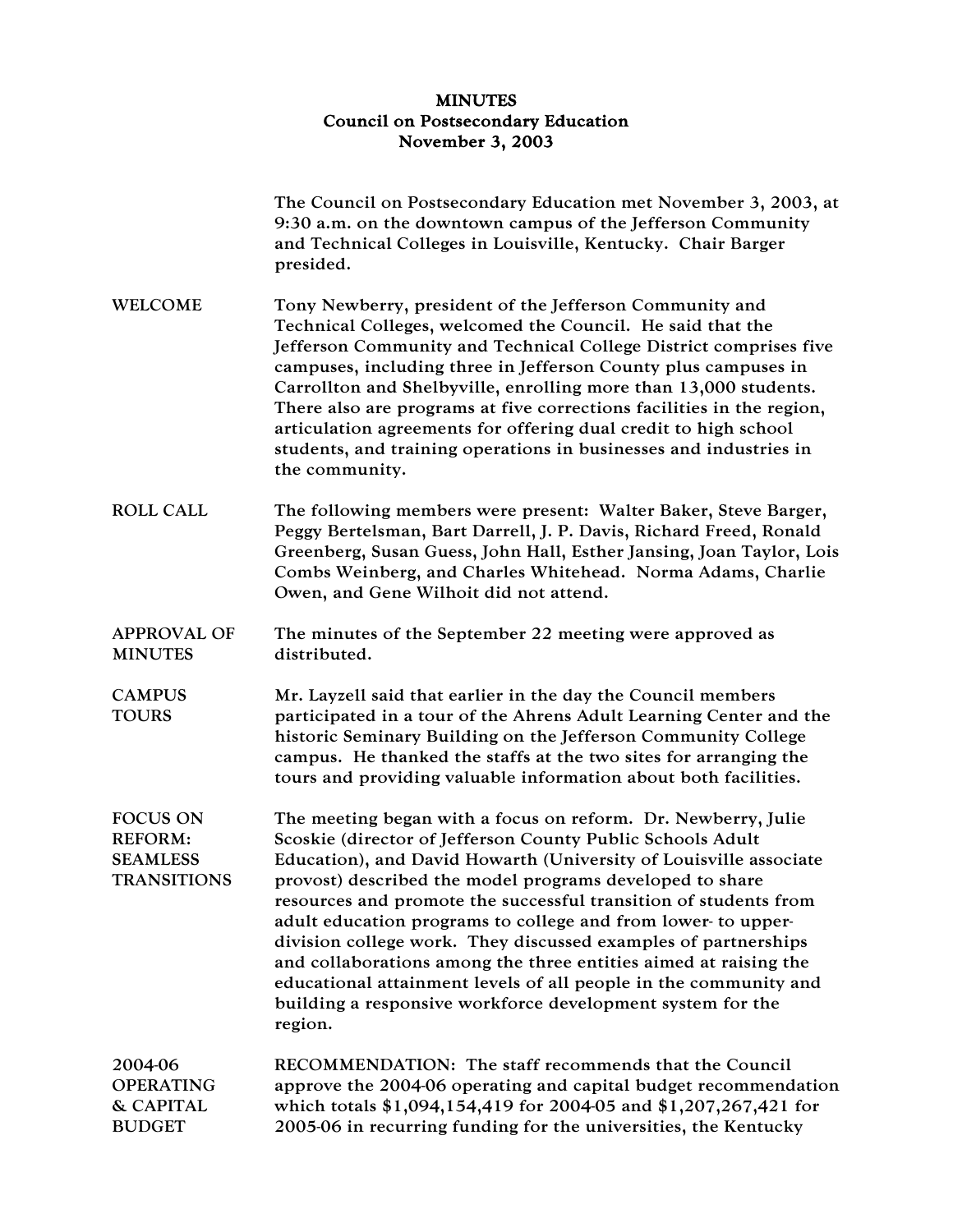# MINUTES
## Council on Postsecondary Education
## November 3, 2003

The Council on Postsecondary Education met November 3, 2003, at 9:30 a.m. on the downtown campus of the Jefferson Community and Technical Colleges in Louisville, Kentucky. Chair Barger presided.

**WELCOME**

Tony Newberry, president of the Jefferson Community and Technical Colleges, welcomed the Council. He said that the Jefferson Community and Technical College District comprises five campuses, including three in Jefferson County plus campuses in Carrollton and Shelbyville, enrolling more than 13,000 students. There also are programs at five corrections facilities in the region, articulation agreements for offering dual credit to high school students, and training operations in businesses and industries in the community.

**ROLL CALL**

The following members were present: Walter Baker, Steve Barger, Peggy Bertelsman, Bart Darrell, J. P. Davis, Richard Freed, Ronald Greenberg, Susan Guess, John Hall, Esther Jansing, Joan Taylor, Lois Combs Weinberg, and Charles Whitehead. Norma Adams, Charlie Owen, and Gene Wilhoit did not attend.

**APPROVAL OF MINUTES**

The minutes of the September 22 meeting were approved as distributed.

**CAMPUS TOURS**

Mr. Layzell said that earlier in the day the Council members participated in a tour of the Ahrens Adult Learning Center and the historic Seminary Building on the Jefferson Community College campus. He thanked the staffs at the two sites for arranging the tours and providing valuable information about both facilities.

**FOCUS ON REFORM: SEAMLESS TRANSITIONS**

The meeting began with a focus on reform. Dr. Newberry, Julie Scoskie (director of Jefferson County Public Schools Adult Education), and David Howarth (University of Louisville associate provost) described the model programs developed to share resources and promote the successful transition of students from adult education programs to college and from lower- to upper-division college work. They discussed examples of partnerships and collaborations among the three entities aimed at raising the educational attainment levels of all people in the community and building a responsive workforce development system for the region.

**2004-06 OPERATING & CAPITAL BUDGET**

RECOMMENDATION: The staff recommends that the Council approve the 2004-06 operating and capital budget recommendation which totals $1,094,154,419 for 2004-05 and $1,207,267,421 for 2005-06 in recurring funding for the universities, the Kentucky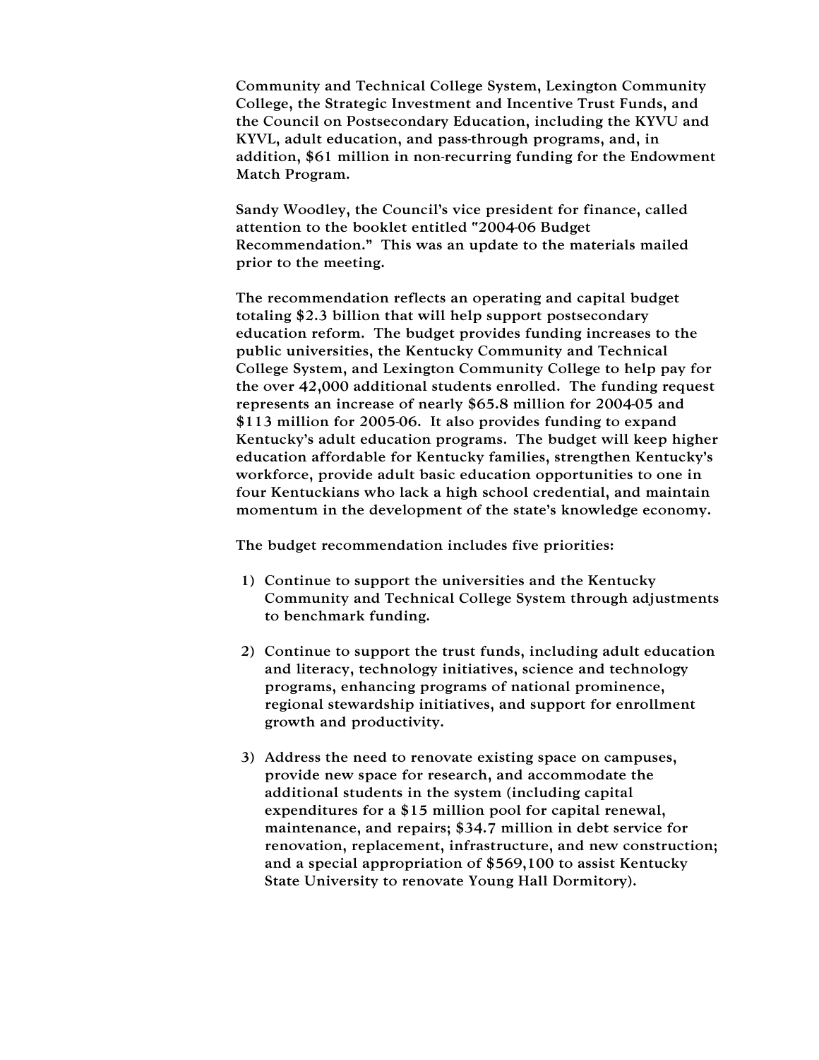Community and Technical College System, Lexington Community College, the Strategic Investment and Incentive Trust Funds, and the Council on Postsecondary Education, including the KYVU and KYVL, adult education, and pass-through programs, and, in addition, $61 million in non-recurring funding for the Endowment Match Program.

Sandy Woodley, the Council's vice president for finance, called attention to the booklet entitled "2004-06 Budget Recommendation." This was an update to the materials mailed prior to the meeting.

The recommendation reflects an operating and capital budget totaling $2.3 billion that will help support postsecondary education reform. The budget provides funding increases to the public universities, the Kentucky Community and Technical College System, and Lexington Community College to help pay for the over 42,000 additional students enrolled. The funding request represents an increase of nearly $65.8 million for 2004-05 and $113 million for 2005-06. It also provides funding to expand Kentucky's adult education programs. The budget will keep higher education affordable for Kentucky families, strengthen Kentucky's workforce, provide adult basic education opportunities to one in four Kentuckians who lack a high school credential, and maintain momentum in the development of the state's knowledge economy.

The budget recommendation includes five priorities:

1) Continue to support the universities and the Kentucky Community and Technical College System through adjustments to benchmark funding.

2) Continue to support the trust funds, including adult education and literacy, technology initiatives, science and technology programs, enhancing programs of national prominence, regional stewardship initiatives, and support for enrollment growth and productivity.

3) Address the need to renovate existing space on campuses, provide new space for research, and accommodate the additional students in the system (including capital expenditures for a $15 million pool for capital renewal, maintenance, and repairs; $34.7 million in debt service for renovation, replacement, infrastructure, and new construction; and a special appropriation of $569,100 to assist Kentucky State University to renovate Young Hall Dormitory).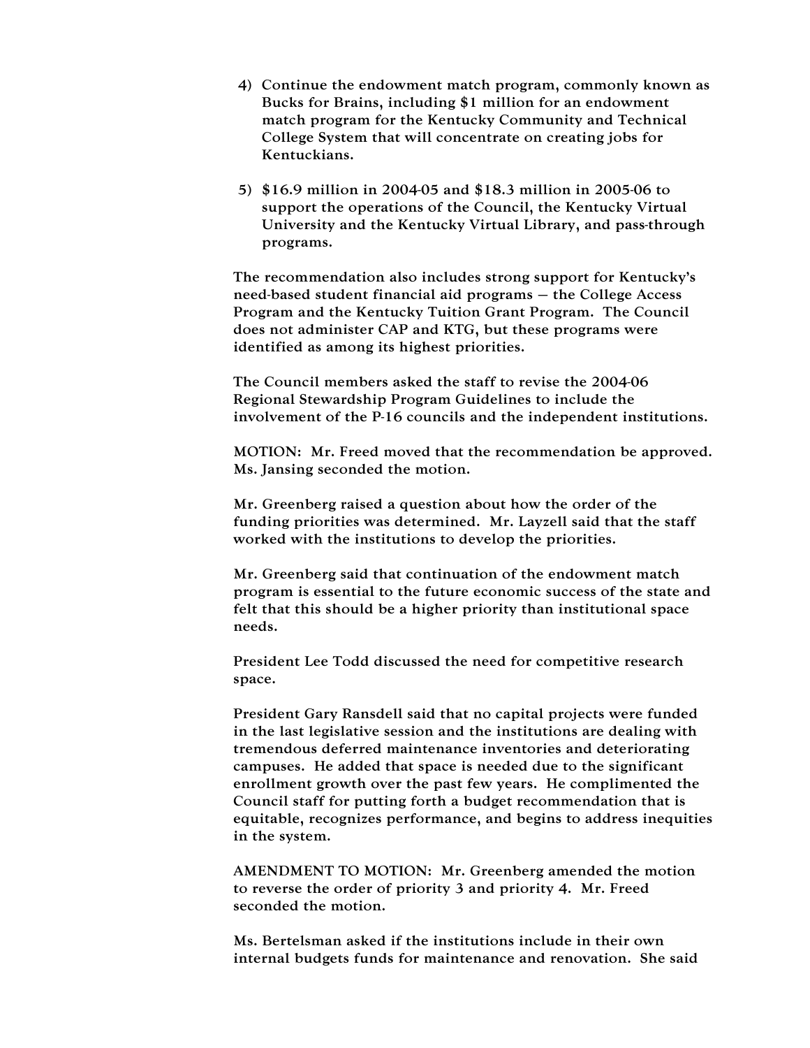4) Continue the endowment match program, commonly known as Bucks for Brains, including $1 million for an endowment match program for the Kentucky Community and Technical College System that will concentrate on creating jobs for Kentuckians.

5) $16.9 million in 2004-05 and $18.3 million in 2005-06 to support the operations of the Council, the Kentucky Virtual University and the Kentucky Virtual Library, and pass-through programs.

The recommendation also includes strong support for Kentucky's need-based student financial aid programs – the College Access Program and the Kentucky Tuition Grant Program. The Council does not administer CAP and KTG, but these programs were identified as among its highest priorities.

The Council members asked the staff to revise the 2004-06 Regional Stewardship Program Guidelines to include the involvement of the P-16 councils and the independent institutions.

MOTION: Mr. Freed moved that the recommendation be approved. Ms. Jansing seconded the motion.

Mr. Greenberg raised a question about how the order of the funding priorities was determined. Mr. Layzell said that the staff worked with the institutions to develop the priorities.

Mr. Greenberg said that continuation of the endowment match program is essential to the future economic success of the state and felt that this should be a higher priority than institutional space needs.

President Lee Todd discussed the need for competitive research space.

President Gary Ransdell said that no capital projects were funded in the last legislative session and the institutions are dealing with tremendous deferred maintenance inventories and deteriorating campuses. He added that space is needed due to the significant enrollment growth over the past few years. He complimented the Council staff for putting forth a budget recommendation that is equitable, recognizes performance, and begins to address inequities in the system.

AMENDMENT TO MOTION: Mr. Greenberg amended the motion to reverse the order of priority 3 and priority 4. Mr. Freed seconded the motion.

Ms. Bertelsman asked if the institutions include in their own internal budgets funds for maintenance and renovation. She said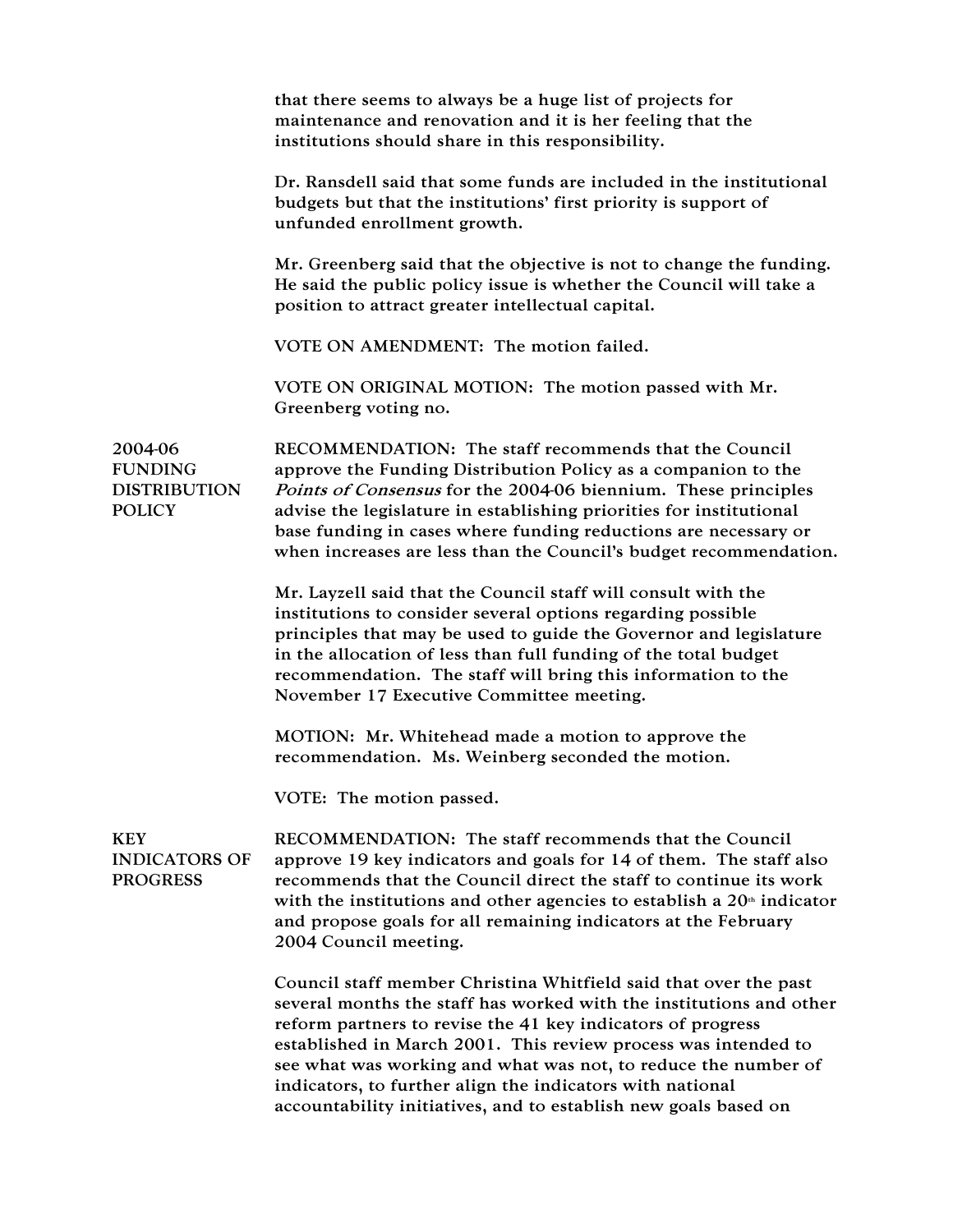that there seems to always be a huge list of projects for maintenance and renovation and it is her feeling that the institutions should share in this responsibility.

Dr. Ransdell said that some funds are included in the institutional budgets but that the institutions' first priority is support of unfunded enrollment growth.

Mr. Greenberg said that the objective is not to change the funding. He said the public policy issue is whether the Council will take a position to attract greater intellectual capital.

VOTE ON AMENDMENT: The motion failed.

VOTE ON ORIGINAL MOTION: The motion passed with Mr. Greenberg voting no.

**2004-06 FUNDING DISTRIBUTION POLICY**

RECOMMENDATION: The staff recommends that the Council approve the Funding Distribution Policy as a companion to the *Points of Consensus* for the 2004-06 biennium. These principles advise the legislature in establishing priorities for institutional base funding in cases where funding reductions are necessary or when increases are less than the Council's budget recommendation.

Mr. Layzell said that the Council staff will consult with the institutions to consider several options regarding possible principles that may be used to guide the Governor and legislature in the allocation of less than full funding of the total budget recommendation. The staff will bring this information to the November 17 Executive Committee meeting.

MOTION: Mr. Whitehead made a motion to approve the recommendation. Ms. Weinberg seconded the motion.

VOTE: The motion passed.

**KEY INDICATORS OF PROGRESS**

RECOMMENDATION: The staff recommends that the Council approve 19 key indicators and goals for 14 of them. The staff also recommends that the Council direct the staff to continue its work with the institutions and other agencies to establish a 20th indicator and propose goals for all remaining indicators at the February 2004 Council meeting.

Council staff member Christina Whitfield said that over the past several months the staff has worked with the institutions and other reform partners to revise the 41 key indicators of progress established in March 2001. This review process was intended to see what was working and what was not, to reduce the number of indicators, to further align the indicators with national accountability initiatives, and to establish new goals based on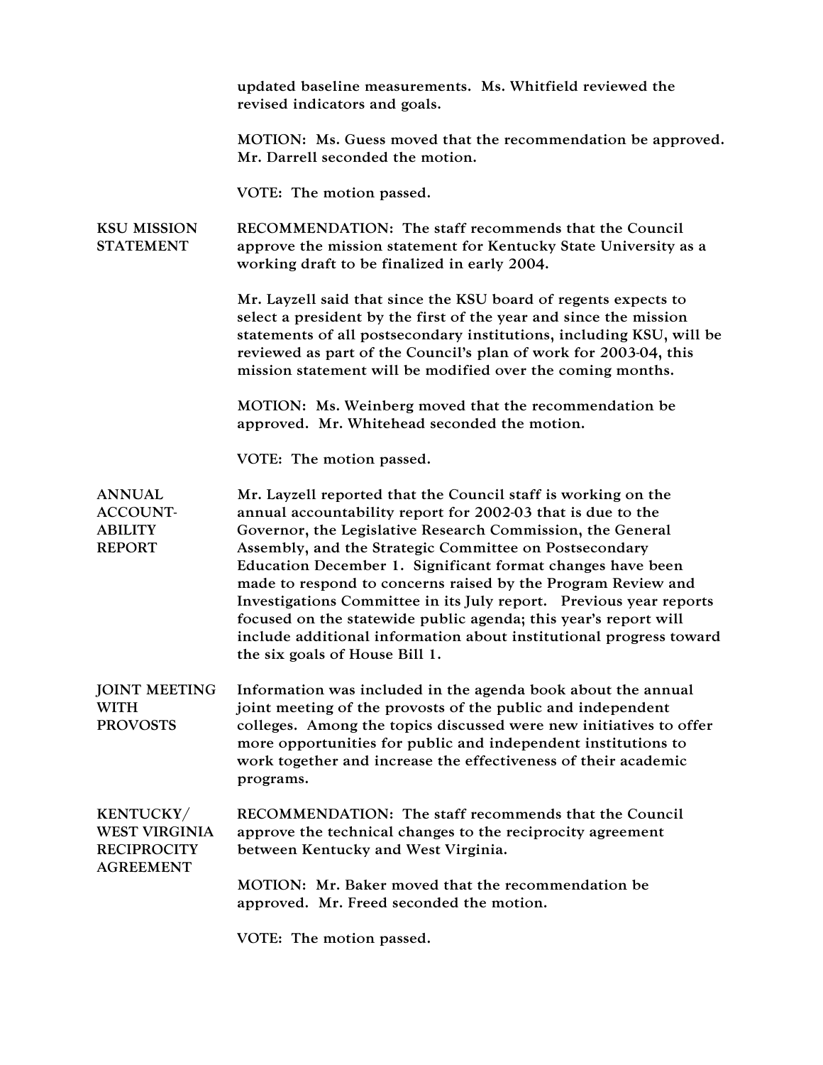updated baseline measurements. Ms. Whitfield reviewed the revised indicators and goals.

MOTION: Ms. Guess moved that the recommendation be approved. Mr. Darrell seconded the motion.

VOTE: The motion passed.

**KSU MISSION STATEMENT**

RECOMMENDATION: The staff recommends that the Council approve the mission statement for Kentucky State University as a working draft to be finalized in early 2004.

Mr. Layzell said that since the KSU board of regents expects to select a president by the first of the year and since the mission statements of all postsecondary institutions, including KSU, will be reviewed as part of the Council's plan of work for 2003-04, this mission statement will be modified over the coming months.

MOTION: Ms. Weinberg moved that the recommendation be approved. Mr. Whitehead seconded the motion.

VOTE: The motion passed.

**ANNUAL ACCOUNTABILITY REPORT**

Mr. Layzell reported that the Council staff is working on the annual accountability report for 2002-03 that is due to the Governor, the Legislative Research Commission, the General Assembly, and the Strategic Committee on Postsecondary Education December 1. Significant format changes have been made to respond to concerns raised by the Program Review and Investigations Committee in its July report. Previous year reports focused on the statewide public agenda; this year's report will include additional information about institutional progress toward the six goals of House Bill 1.

**JOINT MEETING WITH PROVOSTS**

Information was included in the agenda book about the annual joint meeting of the provosts of the public and independent colleges. Among the topics discussed were new initiatives to offer more opportunities for public and independent institutions to work together and increase the effectiveness of their academic programs.

**KENTUCKY/ WEST VIRGINIA RECIPROCITY AGREEMENT**

RECOMMENDATION: The staff recommends that the Council approve the technical changes to the reciprocity agreement between Kentucky and West Virginia.

MOTION: Mr. Baker moved that the recommendation be approved. Mr. Freed seconded the motion.

VOTE: The motion passed.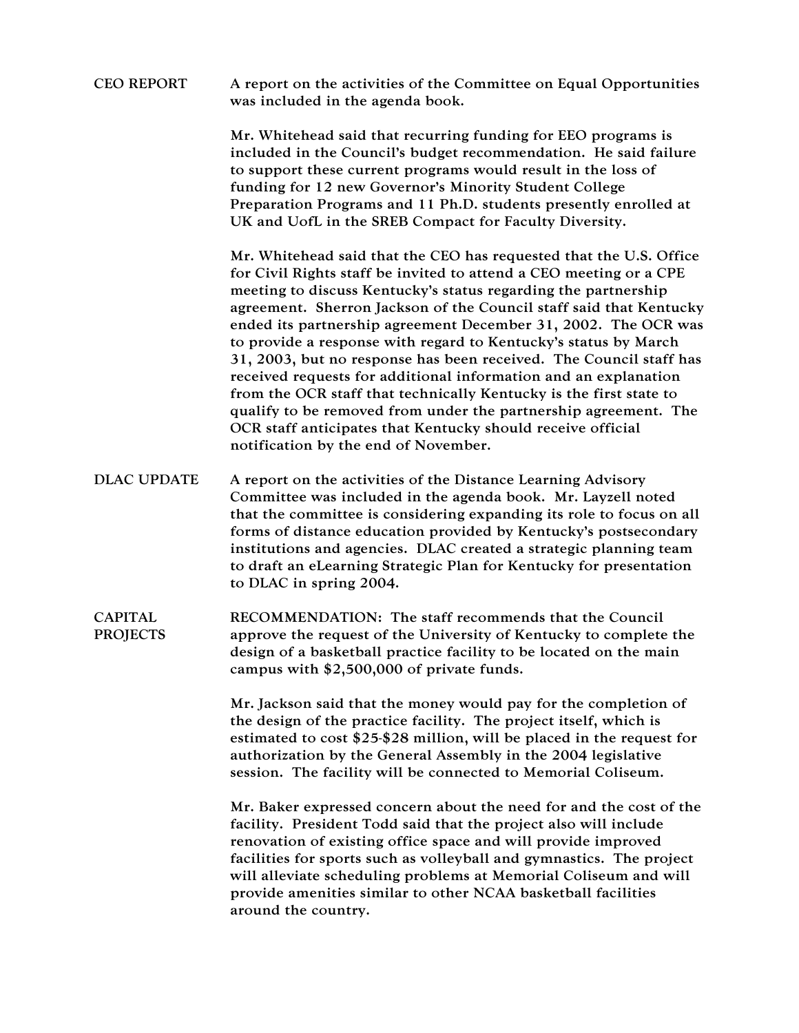**CEO REPORT**

A report on the activities of the Committee on Equal Opportunities was included in the agenda book.

Mr. Whitehead said that recurring funding for EEO programs is included in the Council's budget recommendation. He said failure to support these current programs would result in the loss of funding for 12 new Governor's Minority Student College Preparation Programs and 11 Ph.D. students presently enrolled at UK and UofL in the SREB Compact for Faculty Diversity.

Mr. Whitehead said that the CEO has requested that the U.S. Office for Civil Rights staff be invited to attend a CEO meeting or a CPE meeting to discuss Kentucky's status regarding the partnership agreement. Sherron Jackson of the Council staff said that Kentucky ended its partnership agreement December 31, 2002. The OCR was to provide a response with regard to Kentucky's status by March 31, 2003, but no response has been received. The Council staff has received requests for additional information and an explanation from the OCR staff that technically Kentucky is the first state to qualify to be removed from under the partnership agreement. The OCR staff anticipates that Kentucky should receive official notification by the end of November.

**DLAC UPDATE**

A report on the activities of the Distance Learning Advisory Committee was included in the agenda book. Mr. Layzell noted that the committee is considering expanding its role to focus on all forms of distance education provided by Kentucky's postsecondary institutions and agencies. DLAC created a strategic planning team to draft an eLearning Strategic Plan for Kentucky for presentation to DLAC in spring 2004.

**CAPITAL PROJECTS**

RECOMMENDATION: The staff recommends that the Council approve the request of the University of Kentucky to complete the design of a basketball practice facility to be located on the main campus with $2,500,000 of private funds.

Mr. Jackson said that the money would pay for the completion of the design of the practice facility. The project itself, which is estimated to cost $25-$28 million, will be placed in the request for authorization by the General Assembly in the 2004 legislative session. The facility will be connected to Memorial Coliseum.

Mr. Baker expressed concern about the need for and the cost of the facility. President Todd said that the project also will include renovation of existing office space and will provide improved facilities for sports such as volleyball and gymnastics. The project will alleviate scheduling problems at Memorial Coliseum and will provide amenities similar to other NCAA basketball facilities around the country.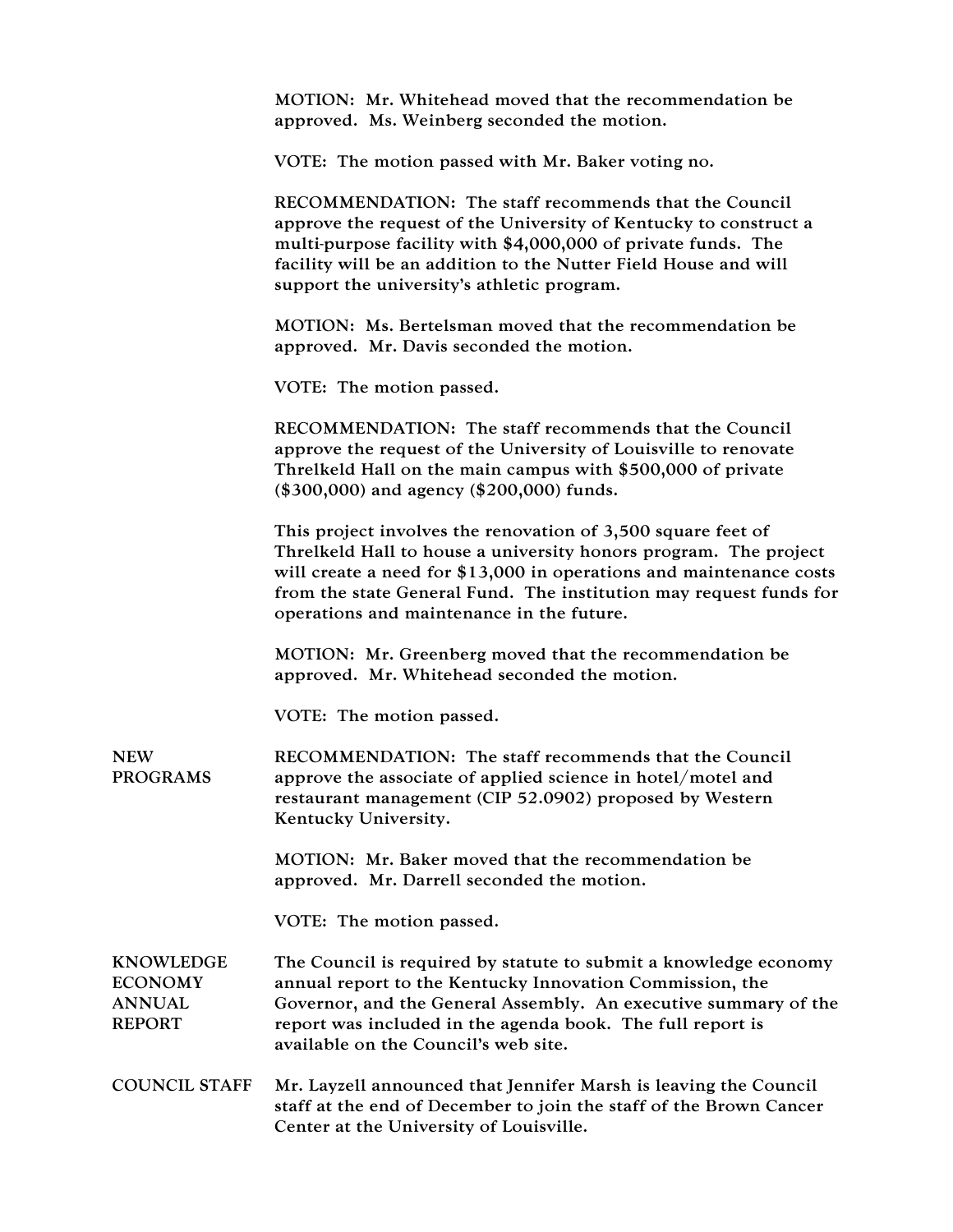MOTION: Mr. Whitehead moved that the recommendation be approved. Ms. Weinberg seconded the motion.

VOTE: The motion passed with Mr. Baker voting no.

RECOMMENDATION: The staff recommends that the Council approve the request of the University of Kentucky to construct a multi-purpose facility with $4,000,000 of private funds. The facility will be an addition to the Nutter Field House and will support the university's athletic program.

MOTION: Ms. Bertelsman moved that the recommendation be approved. Mr. Davis seconded the motion.

VOTE: The motion passed.

RECOMMENDATION: The staff recommends that the Council approve the request of the University of Louisville to renovate Threlkeld Hall on the main campus with $500,000 of private ($300,000) and agency ($200,000) funds.

This project involves the renovation of 3,500 square feet of Threlkeld Hall to house a university honors program. The project will create a need for $13,000 in operations and maintenance costs from the state General Fund. The institution may request funds for operations and maintenance in the future.

MOTION: Mr. Greenberg moved that the recommendation be approved. Mr. Whitehead seconded the motion.

VOTE: The motion passed.

**NEW PROGRAMS**

RECOMMENDATION: The staff recommends that the Council approve the associate of applied science in hotel/motel and restaurant management (CIP 52.0902) proposed by Western Kentucky University.

MOTION: Mr. Baker moved that the recommendation be approved. Mr. Darrell seconded the motion.

VOTE: The motion passed.

**KNOWLEDGE ECONOMY ANNUAL REPORT**

The Council is required by statute to submit a knowledge economy annual report to the Kentucky Innovation Commission, the Governor, and the General Assembly. An executive summary of the report was included in the agenda book. The full report is available on the Council's web site.

**COUNCIL STAFF**

Mr. Layzell announced that Jennifer Marsh is leaving the Council staff at the end of December to join the staff of the Brown Cancer Center at the University of Louisville.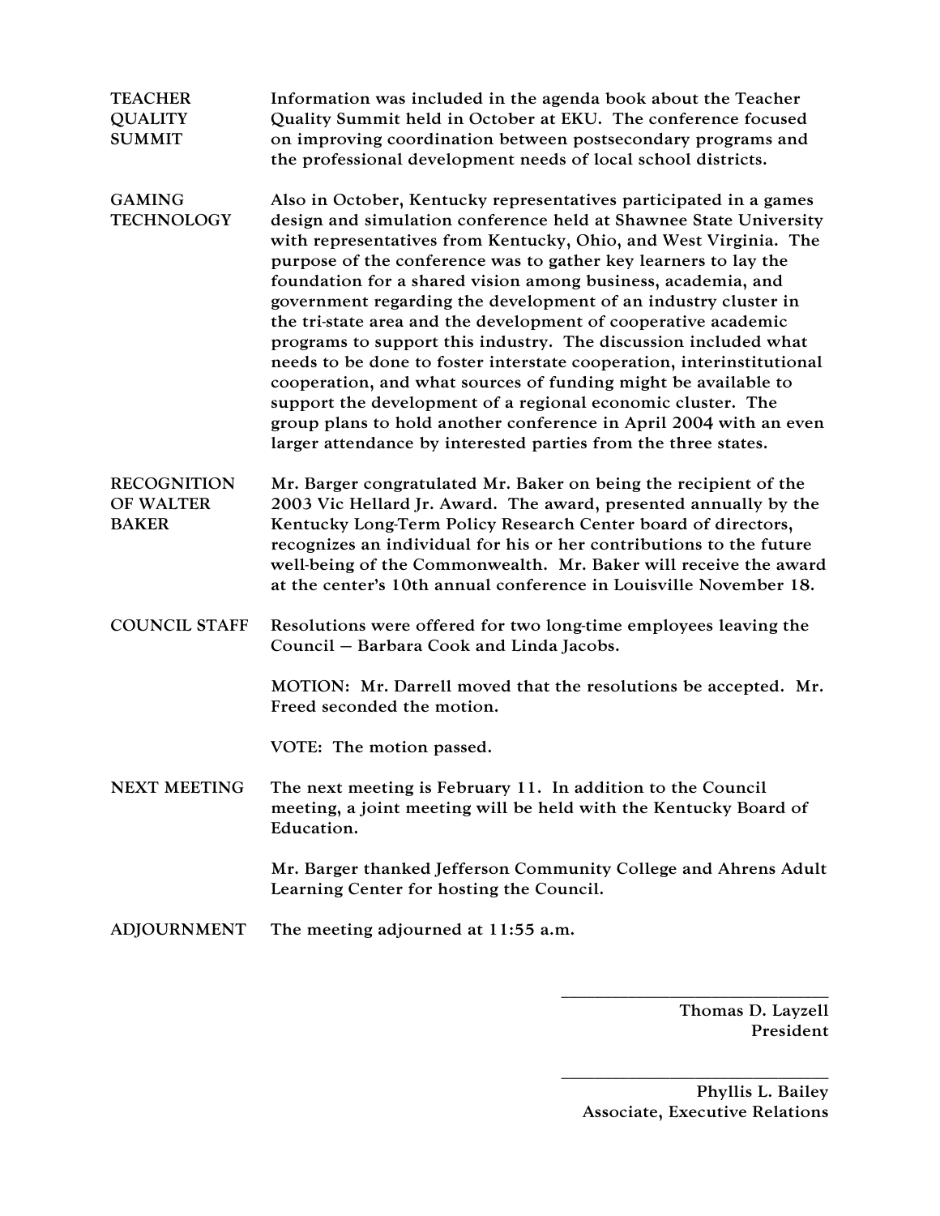**TEACHER QUALITY SUMMIT**

Information was included in the agenda book about the Teacher Quality Summit held in October at EKU. The conference focused on improving coordination between postsecondary programs and the professional development needs of local school districts.

**GAMING TECHNOLOGY**

Also in October, Kentucky representatives participated in a games design and simulation conference held at Shawnee State University with representatives from Kentucky, Ohio, and West Virginia. The purpose of the conference was to gather key learners to lay the foundation for a shared vision among business, academia, and government regarding the development of an industry cluster in the tri-state area and the development of cooperative academic programs to support this industry. The discussion included what needs to be done to foster interstate cooperation, interinstitutional cooperation, and what sources of funding might be available to support the development of a regional economic cluster. The group plans to hold another conference in April 2004 with an even larger attendance by interested parties from the three states.

**RECOGNITION OF WALTER BAKER**

Mr. Barger congratulated Mr. Baker on being the recipient of the 2003 Vic Hellard Jr. Award. The award, presented annually by the Kentucky Long-Term Policy Research Center board of directors, recognizes an individual for his or her contributions to the future well-being of the Commonwealth. Mr. Baker will receive the award at the center's 10th annual conference in Louisville November 18.

**COUNCIL STAFF**

Resolutions were offered for two long-time employees leaving the Council – Barbara Cook and Linda Jacobs.

MOTION: Mr. Darrell moved that the resolutions be accepted. Mr. Freed seconded the motion.

VOTE: The motion passed.

**NEXT MEETING**

The next meeting is February 11. In addition to the Council meeting, a joint meeting will be held with the Kentucky Board of Education.

Mr. Barger thanked Jefferson Community College and Ahrens Adult Learning Center for hosting the Council.

**ADJOURNMENT**

The meeting adjourned at 11:55 a.m.

\_\_\_\_\_\_\_\_\_\_\_\_\_\_\_\_\_\_\_\_\_\_\_\_\_\_\_\_\_\_

Thomas D. Layzell
President

\_\_\_\_\_\_\_\_\_\_\_\_\_\_\_\_\_\_\_\_\_\_\_\_\_\_\_\_\_\_

Phyllis L. Bailey
Associate, Executive Relations